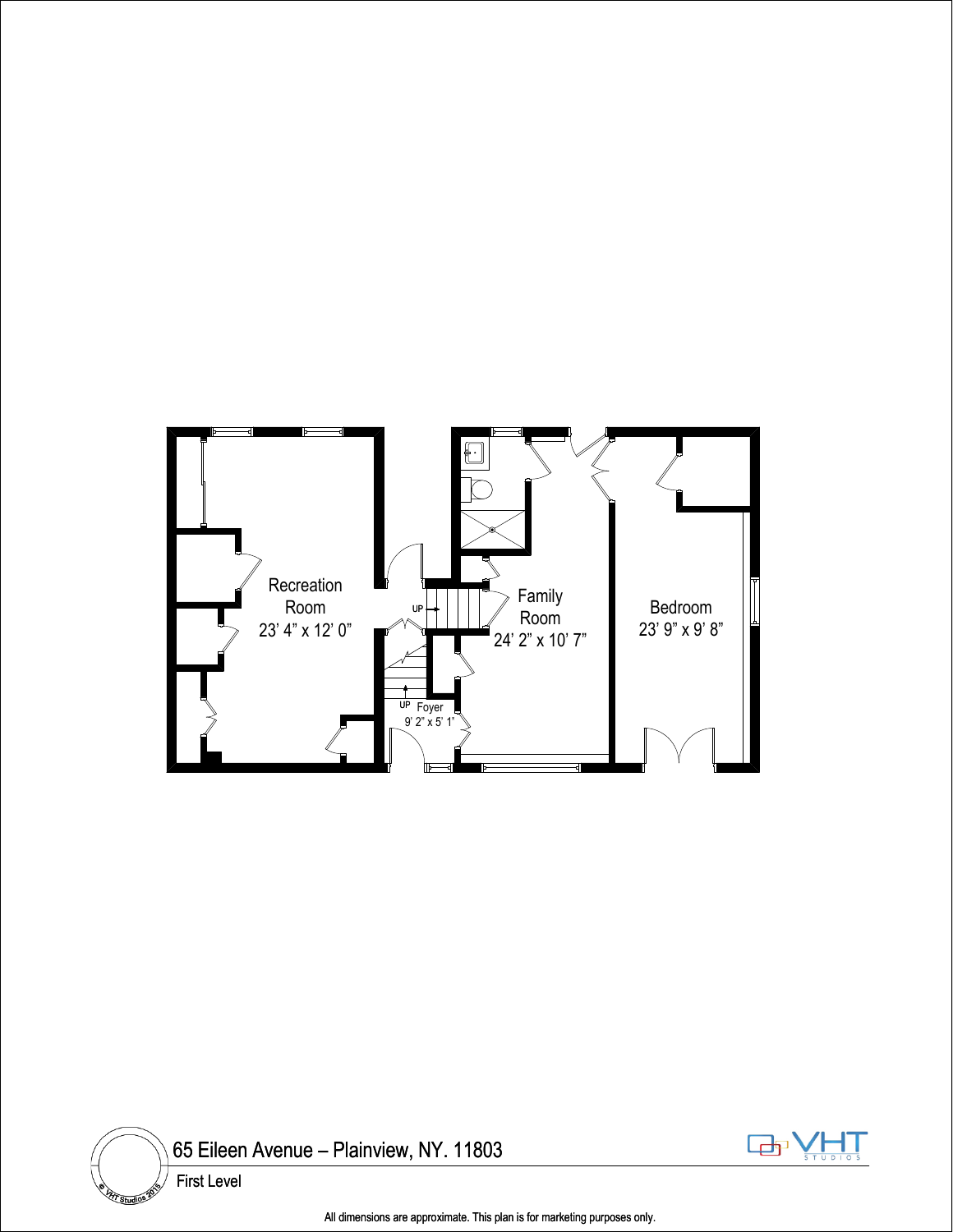Recreation Room
23' 4" x 12' 0"

Family Room
24' 2" x 10' 7"

Bedroom
23' 9" x 9' 8"

UP

UP Foyer
9' 2" x 5' 1"

© VHT Studios 2015

65 Eileen Avenue – Plainview, NY. 11803

First Level

VHT STUDIOS

All dimensions are approximate. This plan is for marketing purposes only.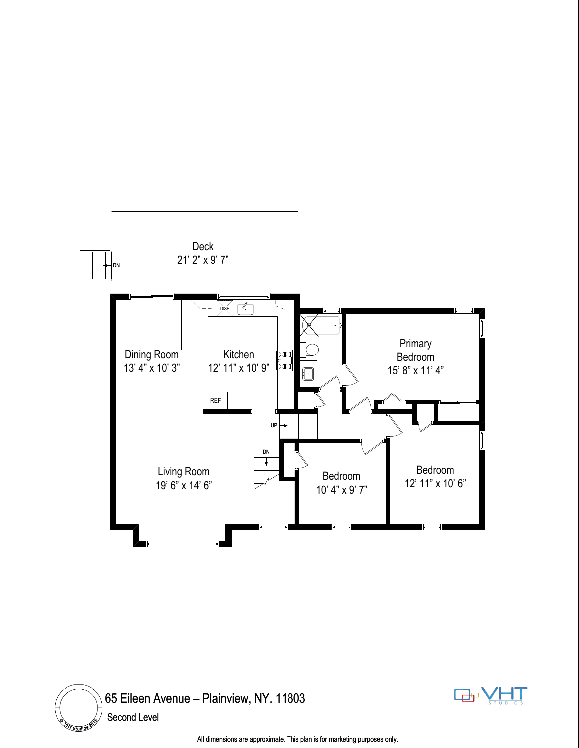Deck
21' 2" x 9' 7"

DN

DISH

Dining Room
13' 4" x 10' 3"

Kitchen
12' 11" x 10' 9"

REF

Primary Bedroom
15' 8" x 11' 4"

UP

DN

Living Room
19' 6" x 14' 6"

Bedroom
10' 4" x 9' 7"

Bedroom
12' 11" x 10' 6"

65 Eileen Avenue – Plainview, NY. 11803

Second Level

© VHT Studios 2013

VHT STUDIOS

All dimensions are approximate. This plan is for marketing purposes only.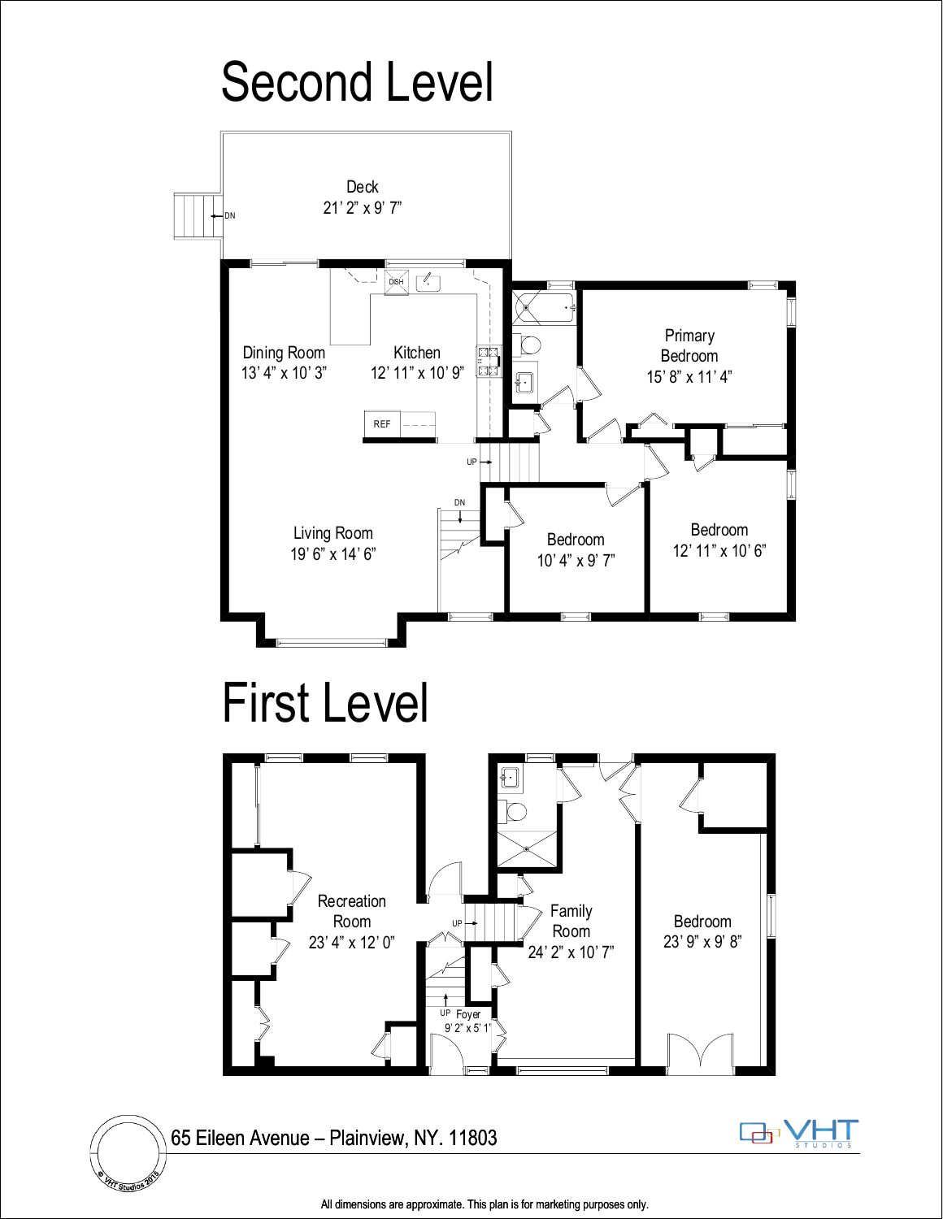# Second Level

Deck
21' 2" x 9' 7"

DN

DISH

Dining Room
13' 4" x 10' 3"

Kitchen
12' 11" x 10' 9"

REF

Primary
Bedroom
15' 8" x 11' 4"

UP

DN

Living Room
19' 6" x 14' 6"

Bedroom
10' 4" x 9' 7"

Bedroom
12' 11" x 10' 6"

# First Level

Recreation
Room
23' 4" x 12' 0"

UP

Family
Room
24' 2" x 10' 7"

Bedroom
23' 9" x 9' 8"

UP Foyer
9' 2" x 5' 1"

65 Eileen Avenue – Plainview, NY. 11803

© VHT Studios 2013

VHT STUDIOS

All dimensions are approximate. This plan is for marketing purposes only.